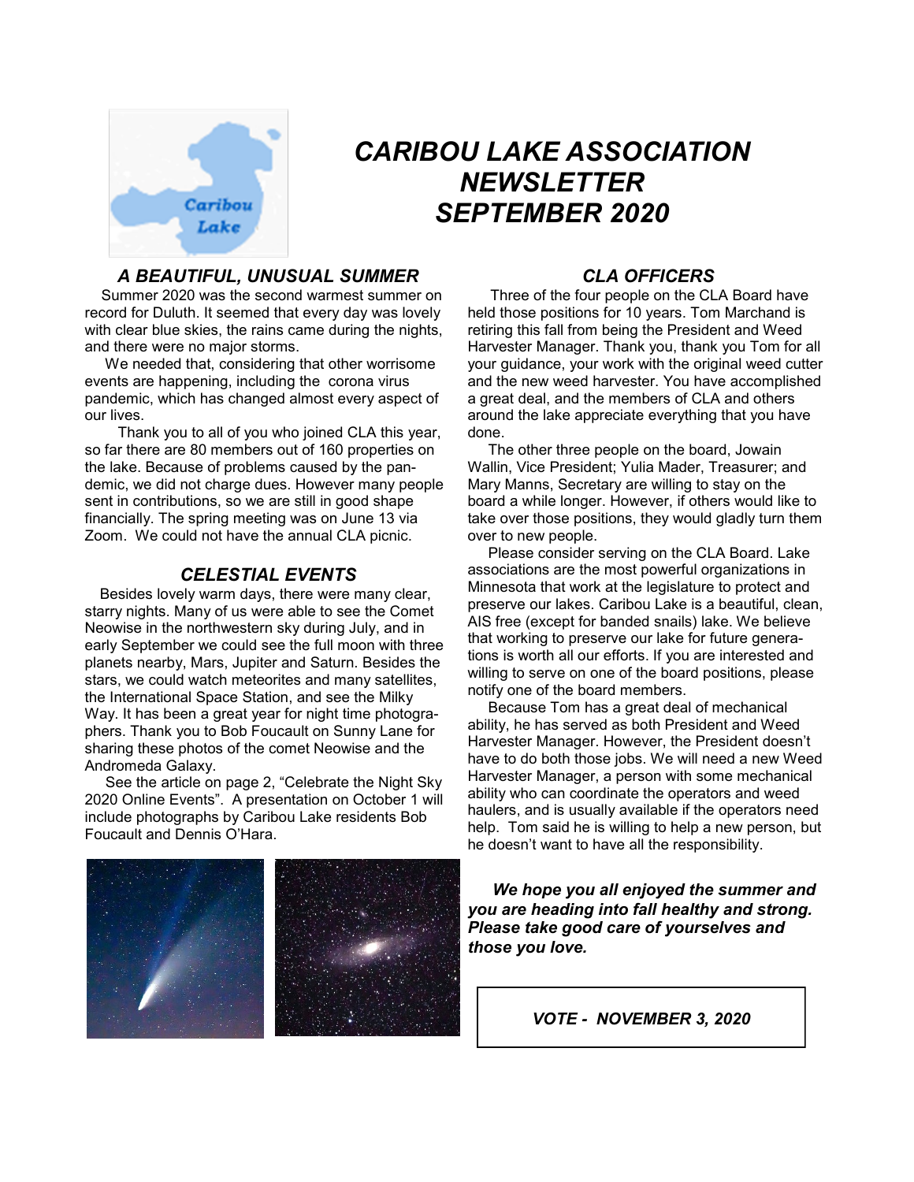# *CARIBOU LAKE ASSOCIATION NEWSLETTER SEPTEMBER 2020*

## *A BEAUTIFUL, UNUSUAL SUMMER*

Summer 2020 was the second warmest summer on record for Duluth. It seemed that every day was lovely with clear blue skies, the rains came during the nights, and there were no major storms.

We needed that, considering that other worrisome events are happening, including the corona virus pandemic, which has changed almost every aspect of our lives.

Thank you to all of you who joined CLA this year, so far there are 80 members out of 160 properties on the lake. Because of problems caused by the pandemic, we did not charge dues. However many people sent in contributions, so we are still in good shape financially. The spring meeting was on June 13 via Zoom. We could not have the annual CLA picnic.

## *CELESTIAL EVENTS*

Besides lovely warm days, there were many clear, starry nights. Many of us were able to see the Comet Neowise in the northwestern sky during July, and in early September we could see the full moon with three planets nearby, Mars, Jupiter and Saturn. Besides the stars, we could watch meteorites and many satellites, the International Space Station, and see the Milky Way. It has been a great year for night time photographers. Thank you to Bob Foucault on Sunny Lane for sharing these photos of the comet Neowise and the Andromeda Galaxy.

See the article on page 2, "Celebrate the Night Sky 2020 Online Events". A presentation on October 1 will include photographs by Caribou Lake residents Bob Foucault and Dennis O'Hara.

## *CLA OFFICERS*

Three of the four people on the CLA Board have held those positions for 10 years. Tom Marchand is retiring this fall from being the President and Weed Harvester Manager. Thank you, thank you Tom for all your guidance, your work with the original weed cutter and the new weed harvester. You have accomplished a great deal, and the members of CLA and others around the lake appreciate everything that you have done.

The other three people on the board, Jowain Wallin, Vice President; Yulia Mader, Treasurer; and Mary Manns, Secretary are willing to stay on the board a while longer. However, if others would like to take over those positions, they would gladly turn them over to new people.

Please consider serving on the CLA Board. Lake associations are the most powerful organizations in Minnesota that work at the legislature to protect and preserve our lakes. Caribou Lake is a beautiful, clean, AIS free (except for banded snails) lake. We believe that working to preserve our lake for future generations is worth all our efforts. If you are interested and willing to serve on one of the board positions, please notify one of the board members.

Because Tom has a great deal of mechanical ability, he has served as both President and Weed Harvester Manager. However, the President doesn't have to do both those jobs. We will need a new Weed Harvester Manager, a person with some mechanical ability who can coordinate the operators and weed haulers, and is usually available if the operators need help. Tom said he is willing to help a new person, but he doesn't want to have all the responsibility.

***We hope you all enjoyed the summer and you are heading into fall healthy and strong. Please take good care of yourselves and those you love.***

***VOTE - NOVEMBER 3, 2020***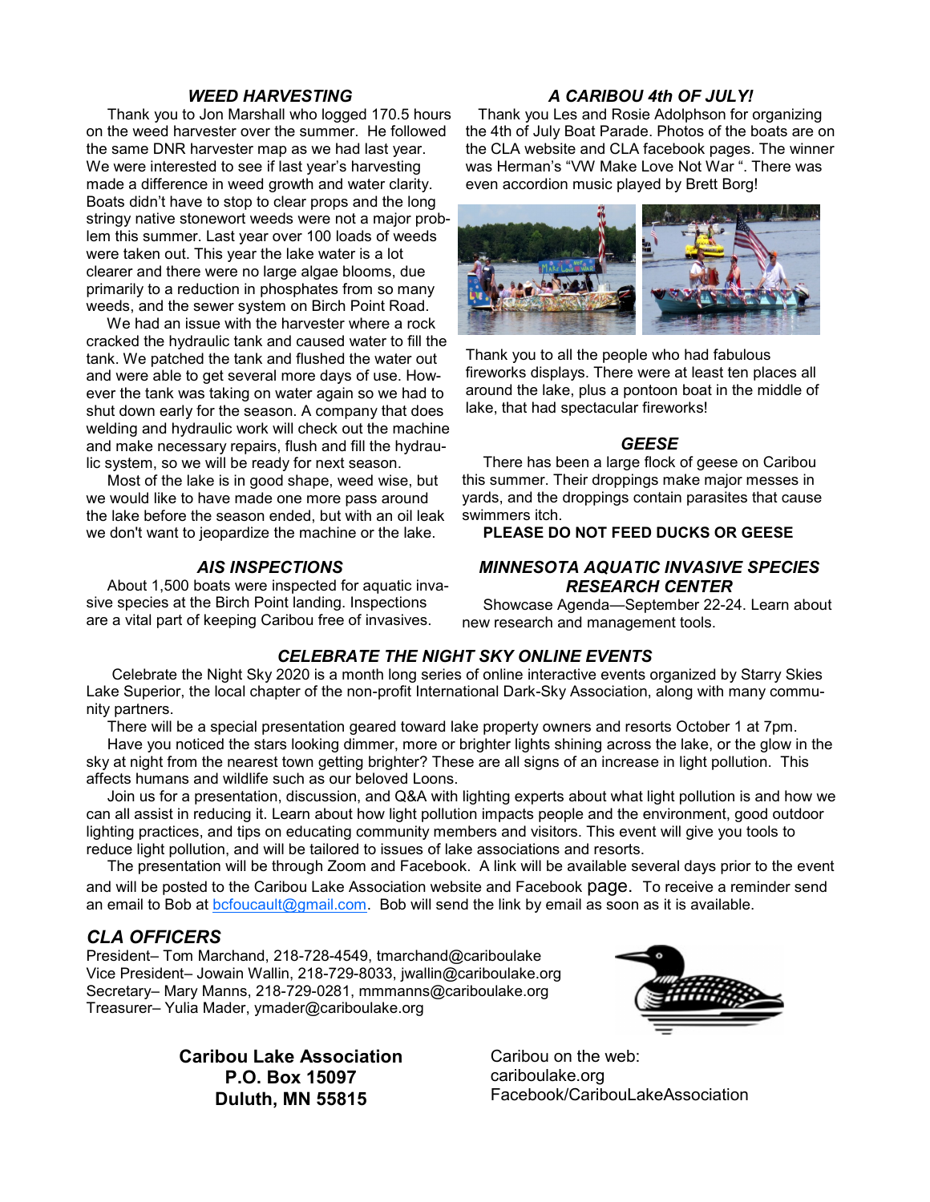### *WEED HARVESTING*

Thank you to Jon Marshall who logged 170.5 hours on the weed harvester over the summer. He followed the same DNR harvester map as we had last year. We were interested to see if last year's harvesting made a difference in weed growth and water clarity. Boats didn't have to stop to clear props and the long stringy native stonewort weeds were not a major problem this summer. Last year over 100 loads of weeds were taken out. This year the lake water is a lot clearer and there were no large algae blooms, due primarily to a reduction in phosphates from so many weeds, and the sewer system on Birch Point Road.

We had an issue with the harvester where a rock cracked the hydraulic tank and caused water to fill the tank. We patched the tank and flushed the water out and were able to get several more days of use. However the tank was taking on water again so we had to shut down early for the season. A company that does welding and hydraulic work will check out the machine and make necessary repairs, flush and fill the hydraulic system, so we will be ready for next season.

Most of the lake is in good shape, weed wise, but we would like to have made one more pass around the lake before the season ended, but with an oil leak we don't want to jeopardize the machine or the lake.

### *AIS INSPECTIONS*

About 1,500 boats were inspected for aquatic invasive species at the Birch Point landing. Inspections are a vital part of keeping Caribou free of invasives.

### *A CARIBOU 4th OF JULY!*

Thank you Les and Rosie Adolphson for organizing the 4th of July Boat Parade. Photos of the boats are on the CLA website and CLA facebook pages. The winner was Herman's "VW Make Love Not War ". There was even accordion music played by Brett Borg!

Thank you to all the people who had fabulous fireworks displays. There were at least ten places all around the lake, plus a pontoon boat in the middle of lake, that had spectacular fireworks!

### *GEESE*

There has been a large flock of geese on Caribou this summer. Their droppings make major messes in yards, and the droppings contain parasites that cause swimmers itch.

**PLEASE DO NOT FEED DUCKS OR GEESE**

### *MINNESOTA AQUATIC INVASIVE SPECIES RESEARCH CENTER*

Showcase Agenda—September 22-24. Learn about new research and management tools.

### *CELEBRATE THE NIGHT SKY ONLINE EVENTS*

Celebrate the Night Sky 2020 is a month long series of online interactive events organized by Starry Skies Lake Superior, the local chapter of the non-profit International Dark-Sky Association, along with many community partners.

There will be a special presentation geared toward lake property owners and resorts October 1 at 7pm.

Have you noticed the stars looking dimmer, more or brighter lights shining across the lake, or the glow in the sky at night from the nearest town getting brighter? These are all signs of an increase in light pollution. This affects humans and wildlife such as our beloved Loons.

Join us for a presentation, discussion, and Q&A with lighting experts about what light pollution is and how we can all assist in reducing it. Learn about how light pollution impacts people and the environment, good outdoor lighting practices, and tips on educating community members and visitors. This event will give you tools to reduce light pollution, and will be tailored to issues of lake associations and resorts.

The presentation will be through Zoom and Facebook. A link will be available several days prior to the event and will be posted to the Caribou Lake Association website and Facebook page. To receive a reminder send an email to Bob at bcfoucault@gmail.com. Bob will send the link by email as soon as it is available.

## *CLA OFFICERS*

President– Tom Marchand, 218-728-4549, tmarchand@cariboulake
Vice President– Jowain Wallin, 218-729-8033, jwallin@cariboulake.org
Secretary– Mary Manns, 218-729-0281, mmmanns@cariboulake.org
Treasurer– Yulia Mader, ymader@cariboulake.org

**Caribou Lake Association**
**P.O. Box 15097**
**Duluth, MN 55815**

Caribou on the web:
cariboulake.org
Facebook/CaribouLakeAssociation